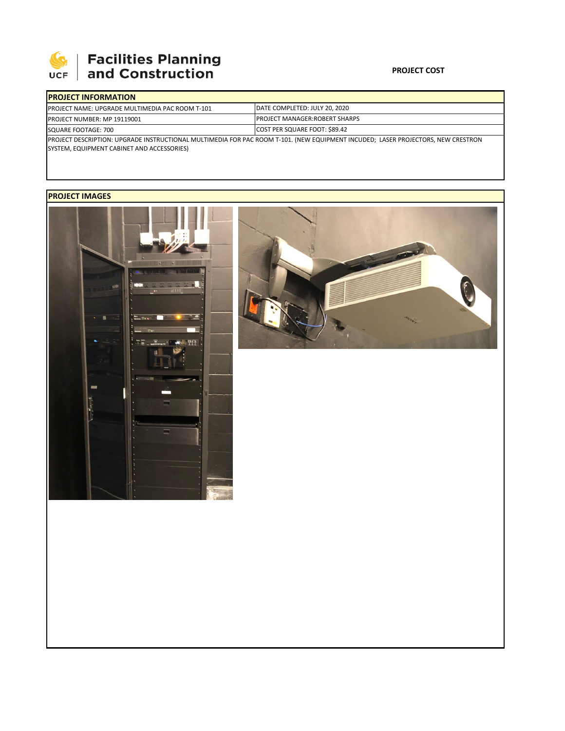# Facilities Planning and Construction

**PROJECT COST**

| **PROJECT INFORMATION** | |
|---|---|
| PROJECT NAME: UPGRADE MULTIMEDIA PAC ROOM T-101 | DATE COMPLETED: JULY 20, 2020 |
| PROJECT NUMBER: MP 19119001 | PROJECT MANAGER:ROBERT SHARPS |
| SQUARE FOOTAGE: 700 | COST PER SQUARE FOOT: $89.42 |
| PROJECT DESCRIPTION: UPGRADE INSTRUCTIONAL MULTIMEDIA FOR PAC ROOM T-101. (NEW EQUIPMENT INCUDED; LASER PROJECTORS, NEW CRESTRON SYSTEM, EQUIPMENT CABINET AND ACCESSORIES) | |

**PROJECT IMAGES**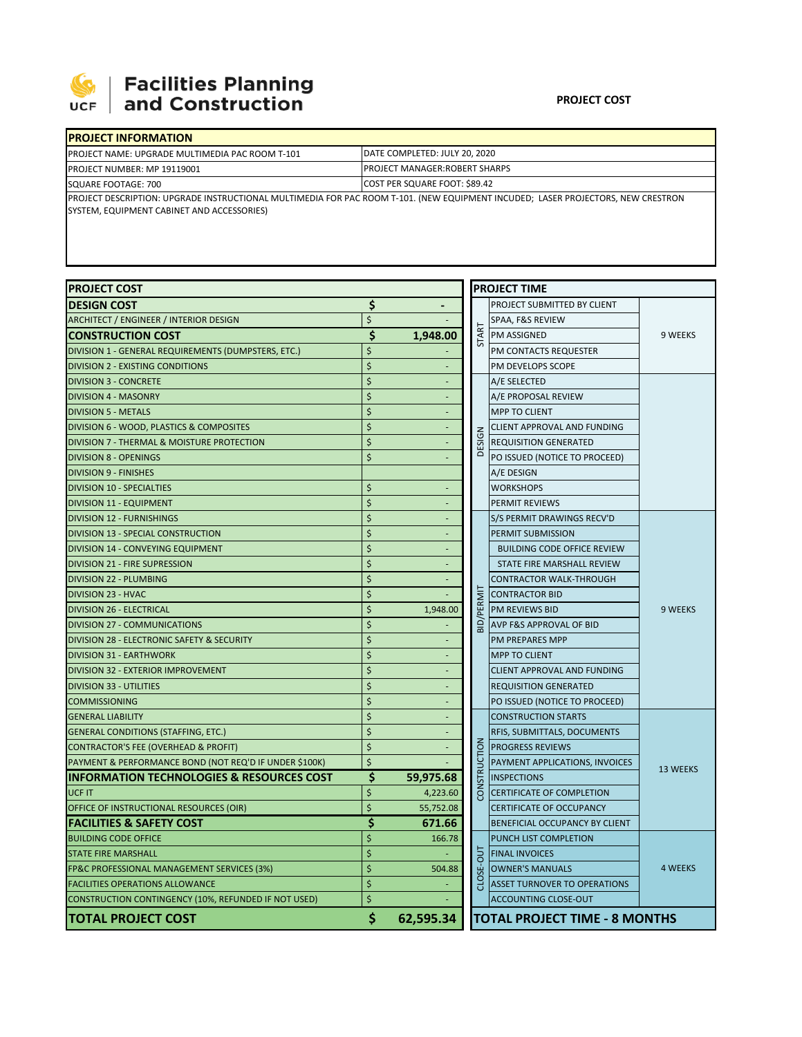Facilities Planning and Construction

**PROJECT COST**

| PROJECT INFORMATION | |
|---|---|
| PROJECT NAME: UPGRADE MULTIMEDIA PAC ROOM T-101 | DATE COMPLETED: JULY 20, 2020 |
| PROJECT NUMBER: MP 19119001 | PROJECT MANAGER:ROBERT SHARPS |
| SQUARE FOOTAGE: 700 | COST PER SQUARE FOOT: $89.42 |
| PROJECT DESCRIPTION: UPGRADE INSTRUCTIONAL MULTIMEDIA FOR PAC ROOM T-101. (NEW EQUIPMENT INCUDED; LASER PROJECTORS, NEW CRESTRON SYSTEM, EQUIPMENT CABINET AND ACCESSORIES) | |

| PROJECT COST | | |
|---|---|---|
| **DESIGN COST** | **$** | **-** |
| ARCHITECT / ENGINEER / INTERIOR DESIGN | $ | - |
| **CONSTRUCTION COST** | **$** | **1,948.00** |
| DIVISION 1 - GENERAL REQUIREMENTS (DUMPSTERS, ETC.) | $ | - |
| DIVISION 2 - EXISTING CONDITIONS | $ | - |
| DIVISION 3 - CONCRETE | $ | - |
| DIVISION 4 - MASONRY | $ | - |
| DIVISION 5 - METALS | $ | - |
| DIVISION 6 - WOOD, PLASTICS & COMPOSITES | $ | - |
| DIVISION 7 - THERMAL & MOISTURE PROTECTION | $ | - |
| DIVISION 8 - OPENINGS | $ | - |
| DIVISION 9 - FINISHES | | |
| DIVISION 10 - SPECIALTIES | $ | - |
| DIVISION 11 - EQUIPMENT | $ | - |
| DIVISION 12 - FURNISHINGS | $ | - |
| DIVISION 13 - SPECIAL CONSTRUCTION | $ | - |
| DIVISION 14 - CONVEYING EQUIPMENT | $ | - |
| DIVISION 21 - FIRE SUPRESSION | $ | - |
| DIVISION 22 - PLUMBING | $ | - |
| DIVISION 23 - HVAC | $ | - |
| DIVISION 26 - ELECTRICAL | $ | 1,948.00 |
| DIVISION 27 - COMMUNICATIONS | $ | - |
| DIVISION 28 - ELECTRONIC SAFETY & SECURITY | $ | - |
| DIVISION 31 - EARTHWORK | $ | - |
| DIVISION 32 - EXTERIOR IMPROVEMENT | $ | - |
| DIVISION 33 - UTILITIES | $ | - |
| COMMISSIONING | $ | - |
| GENERAL LIABILITY | $ | - |
| GENERAL CONDITIONS (STAFFING, ETC.) | $ | - |
| CONTRACTOR'S FEE (OVERHEAD & PROFIT) | $ | - |
| PAYMENT & PERFORMANCE BOND (NOT REQ'D IF UNDER $100K) | $ | - |
| **INFORMATION TECHNOLOGIES & RESOURCES COST** | **$** | **59,975.68** |
| UCF IT | $ | 4,223.60 |
| OFFICE OF INSTRUCTIONAL RESOURCES (OIR) | $ | 55,752.08 |
| **FACILITIES & SAFETY COST** | **$** | **671.66** |
| BUILDING CODE OFFICE | $ | 166.78 |
| STATE FIRE MARSHALL | $ | - |
| FP&C PROFESSIONAL MANAGEMENT SERVICES (3%) | $ | 504.88 |
| FACILITIES OPERATIONS ALLOWANCE | $ | - |
| CONSTRUCTION CONTINGENCY (10%, REFUNDED IF NOT USED) | $ | - |
| **TOTAL PROJECT COST** | **$** | **62,595.34** |

| PROJECT TIME | | |
|---|---|---|
| START | PROJECT SUBMITTED BY CLIENT | 9 WEEKS |
| | SPAA, F&S REVIEW | |
| | PM ASSIGNED | |
| | PM CONTACTS REQUESTER | |
| | PM DEVELOPS SCOPE | |
| DESIGN | A/E SELECTED | |
| | A/E PROPOSAL REVIEW | |
| | MPP TO CLIENT | |
| | CLIENT APPROVAL AND FUNDING | |
| | REQUISITION GENERATED | |
| | PO ISSUED (NOTICE TO PROCEED) | |
| | A/E DESIGN | |
| | WORKSHOPS | |
| | PERMIT REVIEWS | |
| BID/PERMIT | S/S PERMIT DRAWINGS RECV'D | 9 WEEKS |
| | PERMIT SUBMISSION | |
| | BUILDING CODE OFFICE REVIEW | |
| | STATE FIRE MARSHALL REVIEW | |
| | CONTRACTOR WALK-THROUGH | |
| | CONTRACTOR BID | |
| | PM REVIEWS BID | |
| | AVP F&S APPROVAL OF BID | |
| | PM PREPARES MPP | |
| | MPP TO CLIENT | |
| | CLIENT APPROVAL AND FUNDING | |
| | REQUISITION GENERATED | |
| | PO ISSUED (NOTICE TO PROCEED) | |
| CONSTRUCTION | CONSTRUCTION STARTS | 13 WEEKS |
| | RFIS, SUBMITTALS, DOCUMENTS | |
| | PROGRESS REVIEWS | |
| | PAYMENT APPLICATIONS, INVOICES | |
| | INSPECTIONS | |
| | CERTIFICATE OF COMPLETION | |
| | CERTIFICATE OF OCCUPANCY | |
| | BENEFICIAL OCCUPANCY BY CLIENT | |
| CLOSE-OUT | PUNCH LIST COMPLETION | 4 WEEKS |
| | FINAL INVOICES | |
| | OWNER'S MANUALS | |
| | ASSET TURNOVER TO OPERATIONS | |
| | ACCOUNTING CLOSE-OUT | |
| **TOTAL PROJECT TIME - 8 MONTHS** | | |